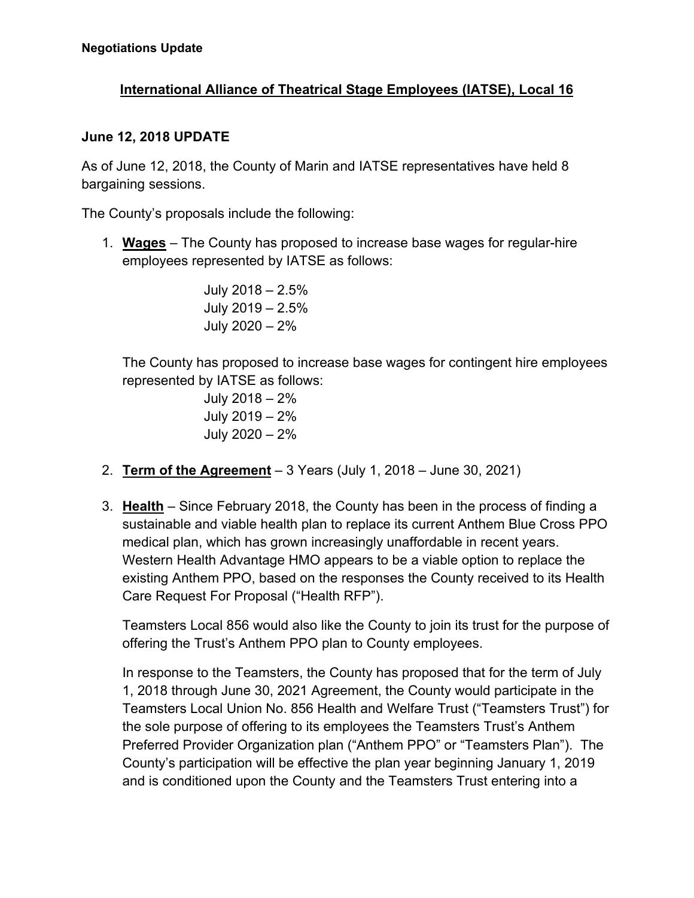**Negotiations Update**

## International Alliance of Theatrical Stage Employees (IATSE), Local 16

### June 12, 2018 UPDATE

As of June 12, 2018, the County of Marin and IATSE representatives have held 8 bargaining sessions.

The County's proposals include the following:

1. **Wages** – The County has proposed to increase base wages for regular-hire employees represented by IATSE as follows:

   July 2018 – 2.5%
   July 2019 – 2.5%
   July 2020 – 2%

   The County has proposed to increase base wages for contingent hire employees represented by IATSE as follows:

   July 2018 – 2%
   July 2019 – 2%
   July 2020 – 2%

2. **Term of the Agreement** – 3 Years (July 1, 2018 – June 30, 2021)

3. **Health** – Since February 2018, the County has been in the process of finding a sustainable and viable health plan to replace its current Anthem Blue Cross PPO medical plan, which has grown increasingly unaffordable in recent years. Western Health Advantage HMO appears to be a viable option to replace the existing Anthem PPO, based on the responses the County received to its Health Care Request For Proposal ("Health RFP").

   Teamsters Local 856 would also like the County to join its trust for the purpose of offering the Trust's Anthem PPO plan to County employees.

   In response to the Teamsters, the County has proposed that for the term of July 1, 2018 through June 30, 2021 Agreement, the County would participate in the Teamsters Local Union No. 856 Health and Welfare Trust ("Teamsters Trust") for the sole purpose of offering to its employees the Teamsters Trust's Anthem Preferred Provider Organization plan ("Anthem PPO" or "Teamsters Plan"). The County's participation will be effective the plan year beginning January 1, 2019 and is conditioned upon the County and the Teamsters Trust entering into a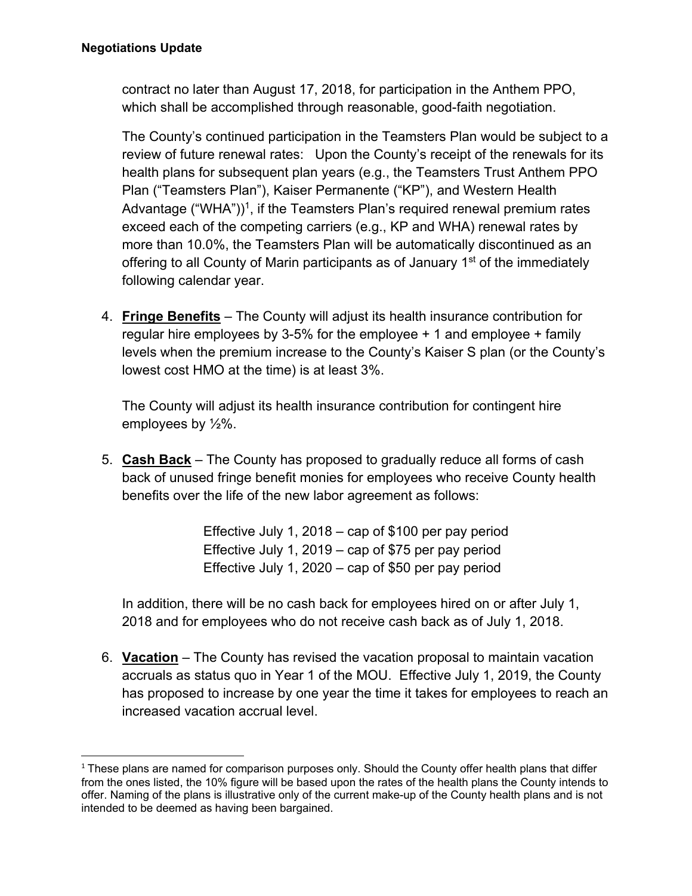contract no later than August 17, 2018, for participation in the Anthem PPO, which shall be accomplished through reasonable, good-faith negotiation.

The County's continued participation in the Teamsters Plan would be subject to a review of future renewal rates: Upon the County's receipt of the renewals for its health plans for subsequent plan years (e.g., the Teamsters Trust Anthem PPO Plan ("Teamsters Plan"), Kaiser Permanente ("KP"), and Western Health Advantage ("WHA"))[1], if the Teamsters Plan's required renewal premium rates exceed each of the competing carriers (e.g., KP and WHA) renewal rates by more than 10.0%, the Teamsters Plan will be automatically discontinued as an offering to all County of Marin participants as of January 1st of the immediately following calendar year.

4. **Fringe Benefits** – The County will adjust its health insurance contribution for regular hire employees by 3-5% for the employee + 1 and employee + family levels when the premium increase to the County's Kaiser S plan (or the County's lowest cost HMO at the time) is at least 3%.

   The County will adjust its health insurance contribution for contingent hire employees by ½%.

5. **Cash Back** – The County has proposed to gradually reduce all forms of cash back of unused fringe benefit monies for employees who receive County health benefits over the life of the new labor agreement as follows:

   Effective July 1, 2018 – cap of $100 per pay period
   Effective July 1, 2019 – cap of $75 per pay period
   Effective July 1, 2020 – cap of $50 per pay period

   In addition, there will be no cash back for employees hired on or after July 1, 2018 and for employees who do not receive cash back as of July 1, 2018.

6. **Vacation** – The County has revised the vacation proposal to maintain vacation accruals as status quo in Year 1 of the MOU. Effective July 1, 2019, the County has proposed to increase by one year the time it takes for employees to reach an increased vacation accrual level.

[1] These plans are named for comparison purposes only. Should the County offer health plans that differ from the ones listed, the 10% figure will be based upon the rates of the health plans the County intends to offer. Naming of the plans is illustrative only of the current make-up of the County health plans and is not intended to be deemed as having been bargained.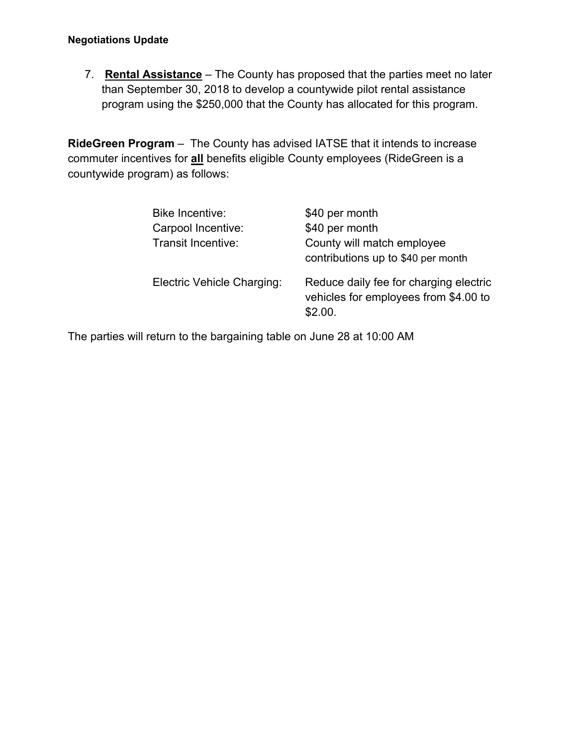**Negotiations Update**

7. **Rental Assistance** – The County has proposed that the parties meet no later than September 30, 2018 to develop a countywide pilot rental assistance program using the $250,000 that the County has allocated for this program.

**RideGreen Program** – The County has advised IATSE that it intends to increase commuter incentives for **all** benefits eligible County employees (RideGreen is a countywide program) as follows:

| | |
|---|---|
| Bike Incentive: | $40 per month |
| Carpool Incentive: | $40 per month |
| Transit Incentive: | County will match employee contributions up to $40 per month |
| Electric Vehicle Charging: | Reduce daily fee for charging electric vehicles for employees from $4.00 to $2.00. |

The parties will return to the bargaining table on June 28 at 10:00 AM